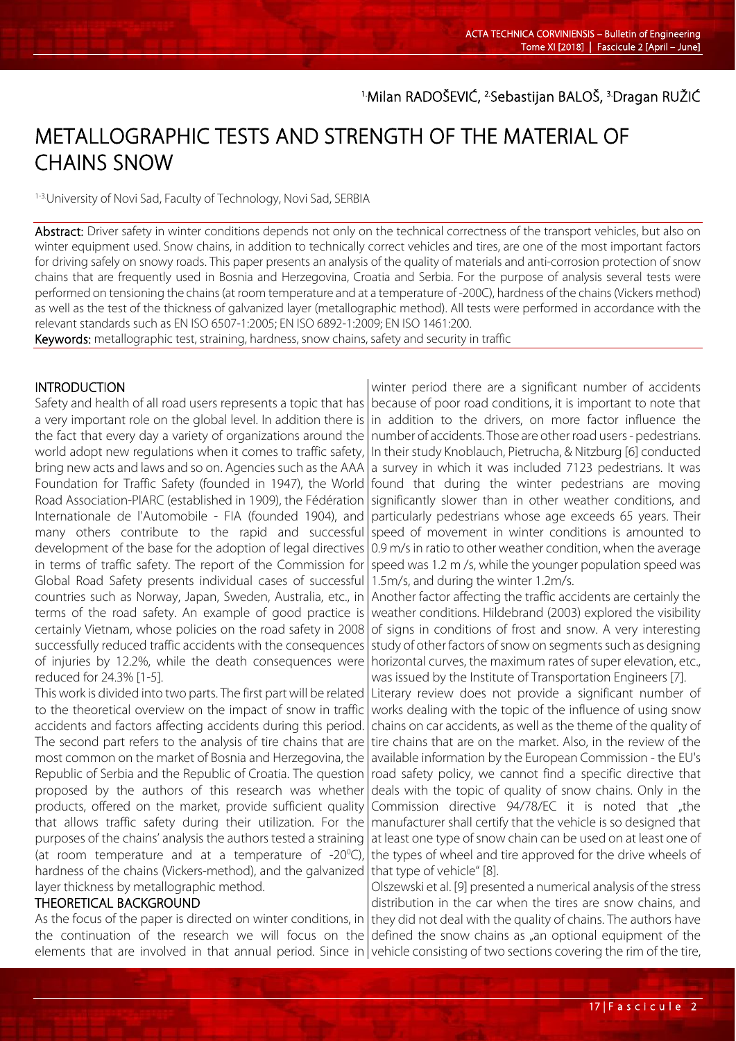[1.]Milan RADOŠEVIĆ, [2.]Sebastijan BALOŠ, [3.]Dragan RUŽIĆ

# METALLOGRAPHIC TESTS AND STRENGTH OF THE MATERIAL OF CHAINS SNOW

[1-3.]University of Novi Sad, Faculty of Technology, Novi Sad, SERBIA

**Abstract:** Driver safety in winter conditions depends not only on the technical correctness of the transport vehicles, but also on winter equipment used. Snow chains, in addition to technically correct vehicles and tires, are one of the most important factors for driving safely on snowy roads. This paper presents an analysis of the quality of materials and anti-corrosion protection of snow chains that are frequently used in Bosnia and Herzegovina, Croatia and Serbia. For the purpose of analysis several tests were performed on tensioning the chains (at room temperature and at a temperature of -200C), hardness of the chains (Vickers method) as well as the test of the thickness of galvanized layer (metallographic method). All tests were performed in accordance with the relevant standards such as EN ISO 6507-1:2005; EN ISO 6892-1:2009; EN ISO 1461:200.

**Keywords:** metallographic test, straining, hardness, snow chains, safety and security in traffic

## INTRODUCTION

Safety and health of all road users represents a topic that has a very important role on the global level. In addition there is the fact that every day a variety of organizations around the world adopt new regulations when it comes to traffic safety, bring new acts and laws and so on. Agencies such as the AAA Foundation for Traffic Safety (founded in 1947), the World Road Association-PIARC (established in 1909), the Fédération Internationale de l'Automobile - FIA (founded 1904), and many others contribute to the rapid and successful development of the base for the adoption of legal directives in terms of traffic safety. The report of the Commission for Global Road Safety presents individual cases of successful countries such as Norway, Japan, Sweden, Australia, etc., in terms of the road safety. An example of good practice is certainly Vietnam, whose policies on the road safety in 2008 successfully reduced traffic accidents with the consequences of injuries by 12.2%, while the death consequences were reduced for 24.3% [1-5].

This work is divided into two parts. The first part will be related to the theoretical overview on the impact of snow in traffic accidents and factors affecting accidents during this period. The second part refers to the analysis of tire chains that are most common on the market of Bosnia and Herzegovina, the Republic of Serbia and the Republic of Croatia. The question proposed by the authors of this research was whether products, offered on the market, provide sufficient quality that allows traffic safety during their utilization. For the purposes of the chains' analysis the authors tested a straining (at room temperature and at a temperature of -20$^0$C), hardness of the chains (Vickers-method), and the galvanized layer thickness by metallographic method.

## THEORETICAL BACKGROUND

As the focus of the paper is directed on winter conditions, in the continuation of the research we will focus on the elements that are involved in that annual period. Since in winter period there are a significant number of accidents because of poor road conditions, it is important to note that in addition to the drivers, on more factor influence the number of accidents. Those are other road users - pedestrians. In their study Knoblauch, Pietrucha, & Nitzburg [6] conducted a survey in which it was included 7123 pedestrians. It was found that during the winter pedestrians are moving significantly slower than in other weather conditions, and particularly pedestrians whose age exceeds 65 years. Their speed of movement in winter conditions is amounted to 0.9 m/s in ratio to other weather condition, when the average speed was 1.2 m /s, while the younger population speed was 1.5m/s, and during the winter 1.2m/s.

Another factor affecting the traffic accidents are certainly the weather conditions. Hildebrand (2003) explored the visibility of signs in conditions of frost and snow. A very interesting study of other factors of snow on segments such as designing horizontal curves, the maximum rates of super elevation, etc., was issued by the Institute of Transportation Engineers [7].

Literary review does not provide a significant number of works dealing with the topic of the influence of using snow chains on car accidents, as well as the theme of the quality of tire chains that are on the market. Also, in the review of the available information by the European Commission - the EU's road safety policy, we cannot find a specific directive that deals with the topic of quality of snow chains. Only in the Commission directive 94/78/EC it is noted that „the manufacturer shall certify that the vehicle is so designed that at least one type of snow chain can be used on at least one of the types of wheel and tire approved for the drive wheels of that type of vehicle" [8].

Olszewski et al. [9] presented a numerical analysis of the stress distribution in the car when the tires are snow chains, and they did not deal with the quality of chains. The authors have defined the snow chains as „an optional equipment of the vehicle consisting of two sections covering the rim of the tire,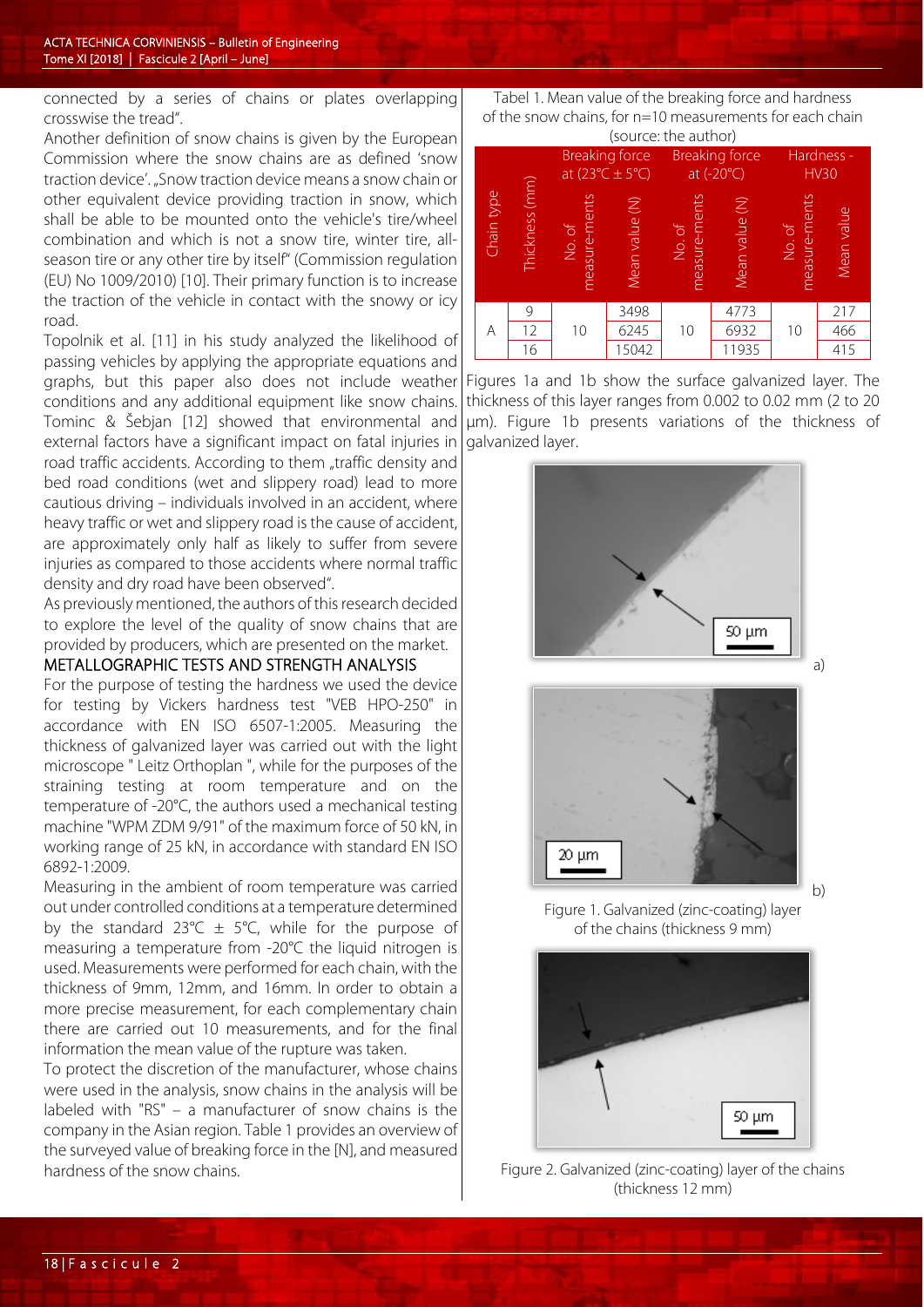connected by a series of chains or plates overlapping crosswise the tread".

Another definition of snow chains is given by the European Commission where the snow chains are as defined 'snow traction device'. „Snow traction device means a snow chain or other equivalent device providing traction in snow, which shall be able to be mounted onto the vehicle's tire/wheel combination and which is not a snow tire, winter tire, all-season tire or any other tire by itself" (Commission regulation (EU) No 1009/2010) [10]. Their primary function is to increase the traction of the vehicle in contact with the snowy or icy road.

Topolnik et al. [11] in his study analyzed the likelihood of passing vehicles by applying the appropriate equations and graphs, but this paper also does not include weather conditions and any additional equipment like snow chains. Tominc & Šebjan [12] showed that environmental and external factors have a significant impact on fatal injuries in road traffic accidents. According to them „traffic density and bed road conditions (wet and slippery road) lead to more cautious driving – individuals involved in an accident, where heavy traffic or wet and slippery road is the cause of accident, are approximately only half as likely to suffer from severe injuries as compared to those accidents where normal traffic density and dry road have been observed".

As previously mentioned, the authors of this research decided to explore the level of the quality of snow chains that are provided by producers, which are presented on the market.

## METALLOGRAPHIC TESTS AND STRENGTH ANALYSIS

For the purpose of testing the hardness we used the device for testing by Vickers hardness test "VEB HPO-250" in accordance with EN ISO 6507-1:2005. Measuring the thickness of galvanized layer was carried out with the light microscope " Leitz Orthoplan ", while for the purposes of the straining testing at room temperature and on the temperature of -20°C, the authors used a mechanical testing machine "WPM ZDM 9/91" of the maximum force of 50 kN, in working range of 25 kN, in accordance with standard EN ISO 6892-1:2009.

Measuring in the ambient of room temperature was carried out under controlled conditions at a temperature determined by the standard 23°C ± 5°C, while for the purpose of measuring a temperature from -20°C the liquid nitrogen is used. Measurements were performed for each chain, with the thickness of 9mm, 12mm, and 16mm. In order to obtain a more precise measurement, for each complementary chain there are carried out 10 measurements, and for the final information the mean value of the rupture was taken.

To protect the discretion of the manufacturer, whose chains were used in the analysis, snow chains in the analysis will be labeled with "RS" – a manufacturer of snow chains is the company in the Asian region. Table 1 provides an overview of the surveyed value of breaking force in the [N], and measured hardness of the snow chains.

Tabel 1. Mean value of the breaking force and hardness of the snow chains, for n=10 measurements for each chain (source: the author)

| Chain type | Thickness (mm) | Breaking force at (23°C ± 5°C) | | Breaking force at (-20°C) | | Hardness - HV30 | |
|---|---|---|---|---|---|---|---|
| | | No. of measure-ments | Mean value (N) | No. of measure-ments | Mean value (N) | No. of measure-ments | Mean value |
| A | 9 | 10 | 3498 | 10 | 4773 | 10 | 217 |
| | 12 | | 6245 | | 6932 | | 466 |
| | 16 | | 15042 | | 11935 | | 415 |

Figures 1a and 1b show the surface galvanized layer. The thickness of this layer ranges from 0.002 to 0.02 mm (2 to 20 μm). Figure 1b presents variations of the thickness of galvanized layer.

a)

b)

Figure 1. Galvanized (zinc-coating) layer of the chains (thickness 9 mm)

Figure 2. Galvanized (zinc-coating) layer of the chains (thickness 12 mm)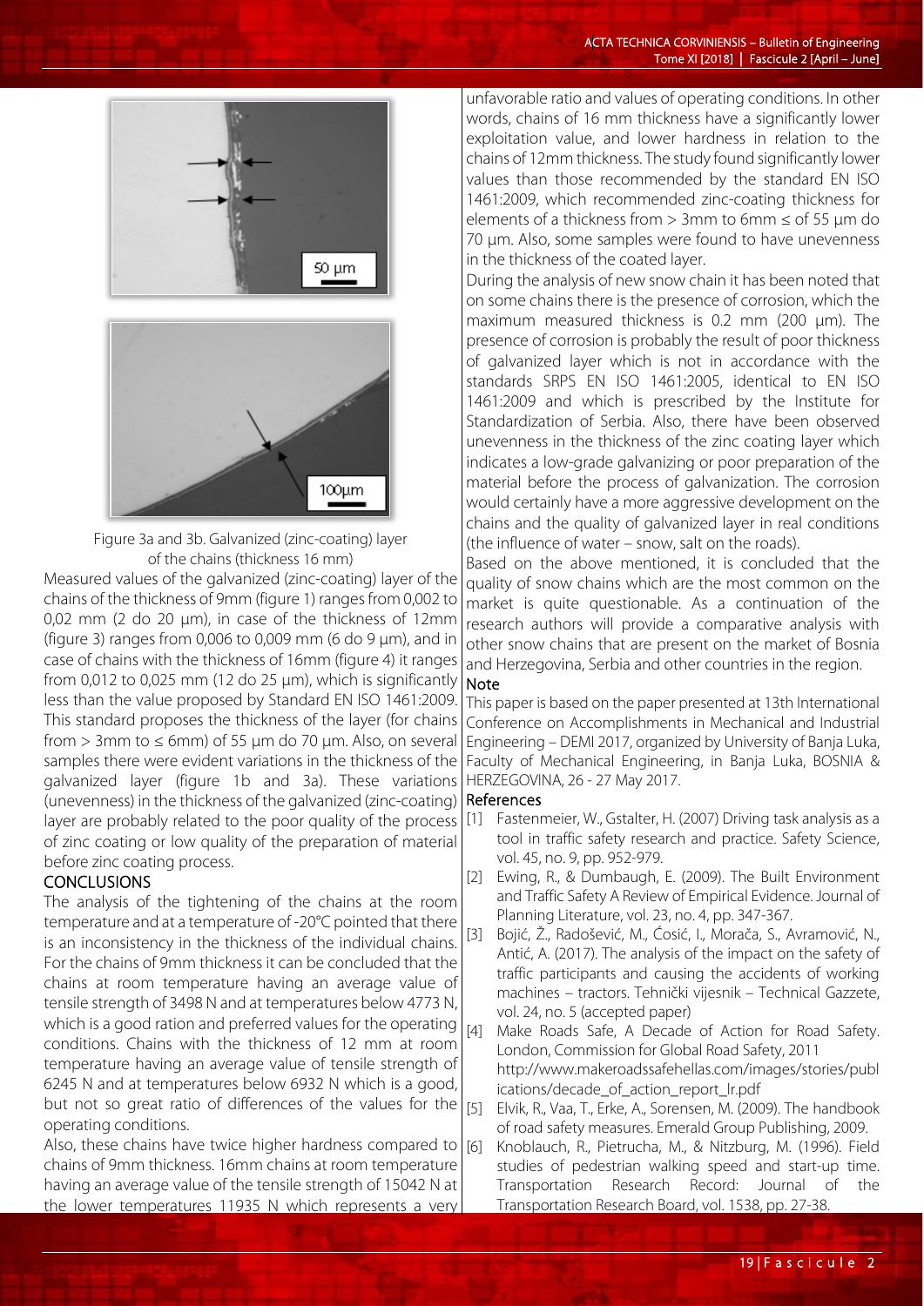Figure 3a and 3b. Galvanized (zinc-coating) layer of the chains (thickness 16 mm)

Measured values of the galvanized (zinc-coating) layer of the chains of the thickness of 9mm (figure 1) ranges from 0,002 to 0,02 mm (2 do 20 μm), in case of the thickness of 12mm (figure 3) ranges from 0,006 to 0,009 mm (6 do 9 μm), and in case of chains with the thickness of 16mm (figure 4) it ranges from 0,012 to 0,025 mm (12 do 25 μm), which is significantly less than the value proposed by Standard EN ISO 1461:2009. This standard proposes the thickness of the layer (for chains from > 3mm to ≤ 6mm) of 55 μm do 70 μm. Also, on several samples there were evident variations in the thickness of the galvanized layer (figure 1b and 3a). These variations (unevenness) in the thickness of the galvanized (zinc-coating) layer are probably related to the poor quality of the process of zinc coating or low quality of the preparation of material before zinc coating process.

## CONCLUSIONS

The analysis of the tightening of the chains at the room temperature and at a temperature of -20°C pointed that there is an inconsistency in the thickness of the individual chains. For the chains of 9mm thickness it can be concluded that the chains at room temperature having an average value of tensile strength of 3498 N and at temperatures below 4773 N, which is a good ration and preferred values for the operating conditions. Chains with the thickness of 12 mm at room temperature having an average value of tensile strength of 6245 N and at temperatures below 6932 N which is a good, but not so great ratio of differences of the values for the operating conditions.

Also, these chains have twice higher hardness compared to chains of 9mm thickness. 16mm chains at room temperature having an average value of the tensile strength of 15042 N at the lower temperatures 11935 N which represents a very unfavorable ratio and values of operating conditions. In other words, chains of 16 mm thickness have a significantly lower exploitation value, and lower hardness in relation to the chains of 12mm thickness. The study found significantly lower values than those recommended by the standard EN ISO 1461:2009, which recommended zinc-coating thickness for elements of a thickness from > 3mm to 6mm ≤ of 55 μm do 70 μm. Also, some samples were found to have unevenness in the thickness of the coated layer.

During the analysis of new snow chain it has been noted that on some chains there is the presence of corrosion, which the maximum measured thickness is 0.2 mm (200 μm). The presence of corrosion is probably the result of poor thickness of galvanized layer which is not in accordance with the standards SRPS EN ISO 1461:2005, identical to EN ISO 1461:2009 and which is prescribed by the Institute for Standardization of Serbia. Also, there have been observed unevenness in the thickness of the zinc coating layer which indicates a low-grade galvanizing or poor preparation of the material before the process of galvanization. The corrosion would certainly have a more aggressive development on the chains and the quality of galvanized layer in real conditions (the influence of water – snow, salt on the roads).

Based on the above mentioned, it is concluded that the quality of snow chains which are the most common on the market is quite questionable. As a continuation of the research authors will provide a comparative analysis with other snow chains that are present on the market of Bosnia and Herzegovina, Serbia and other countries in the region.

## Note

This paper is based on the paper presented at 13th International Conference on Accomplishments in Mechanical and Industrial Engineering – DEMI 2017, organized by University of Banja Luka, Faculty of Mechanical Engineering, in Banja Luka, BOSNIA & HERZEGOVINA, 26 - 27 May 2017.

## References

[1] Fastenmeier, W., Gstalter, H. (2007) Driving task analysis as a tool in traffic safety research and practice. Safety Science, vol. 45, no. 9, pp. 952-979.

[2] Ewing, R., & Dumbaugh, E. (2009). The Built Environment and Traffic Safety A Review of Empirical Evidence. Journal of Planning Literature, vol. 23, no. 4, pp. 347-367.

[3] Bojić, Ž., Radošević, M., Ćosić, I., Morača, S., Avramović, N., Antić, A. (2017). The analysis of the impact on the safety of traffic participants and causing the accidents of working machines – tractors. Tehnički vijesnik – Technical Gazzete, vol. 24, no. 5 (accepted paper)

[4] Make Roads Safe, A Decade of Action for Road Safety. London, Commission for Global Road Safety, 2011 http://www.makeroadssafehellas.com/images/stories/publications/decade_of_action_report_lr.pdf

[5] Elvik, R., Vaa, T., Erke, A., Sorensen, M. (2009). The handbook of road safety measures. Emerald Group Publishing, 2009.

[6] Knoblauch, R., Pietrucha, M., & Nitzburg, M. (1996). Field studies of pedestrian walking speed and start-up time. Transportation Research Record: Journal of the Transportation Research Board, vol. 1538, pp. 27-38.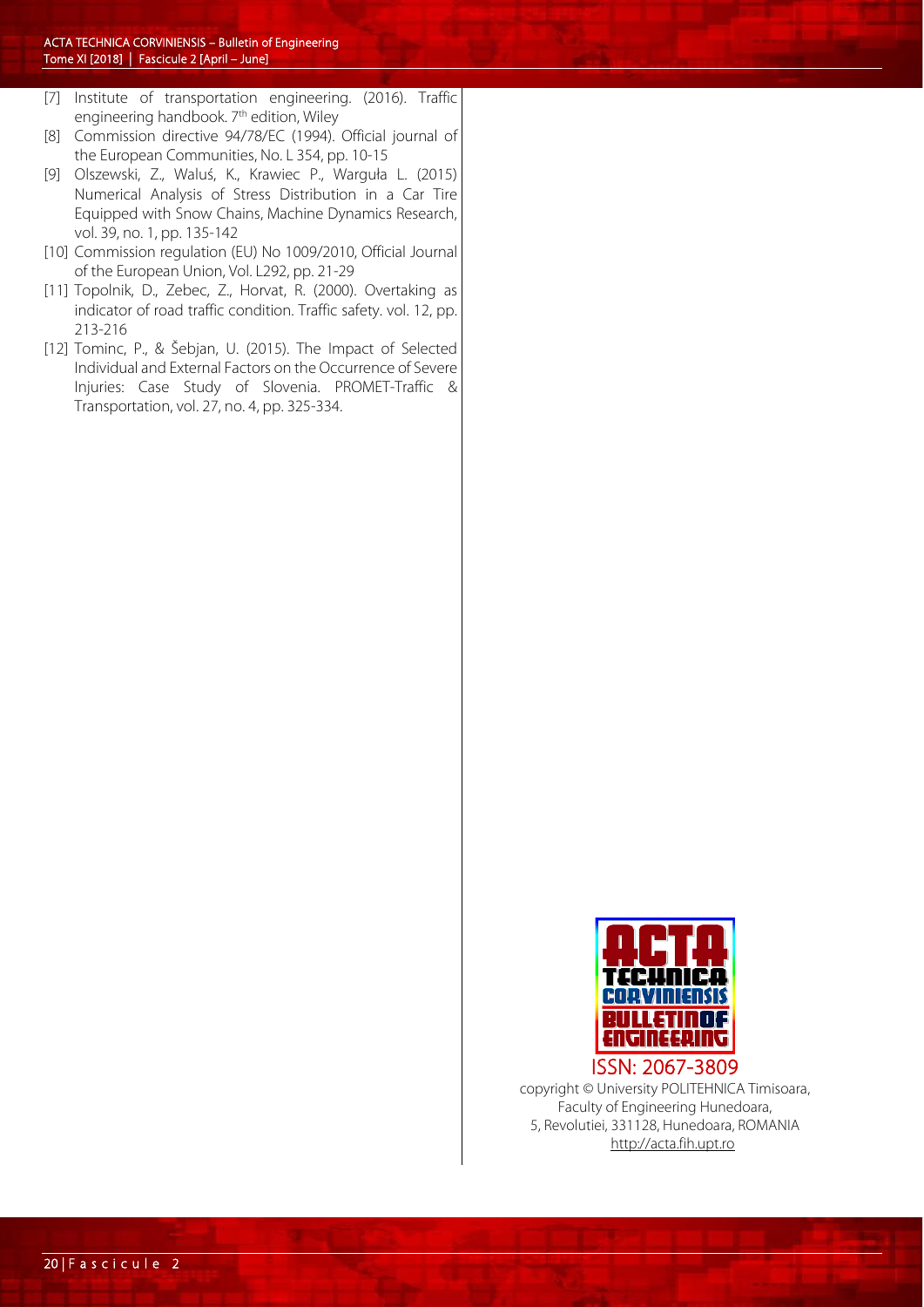[7] Institute of transportation engineering. (2016). Traffic engineering handbook. 7th edition, Wiley

[8] Commission directive 94/78/EC (1994). Official journal of the European Communities, No. L 354, pp. 10-15

[9] Olszewski, Z., Waluś, K., Krawiec P., Warguła L. (2015) Numerical Analysis of Stress Distribution in a Car Tire Equipped with Snow Chains, Machine Dynamics Research, vol. 39, no. 1, pp. 135-142

[10] Commission regulation (EU) No 1009/2010, Official Journal of the European Union, Vol. L292, pp. 21-29

[11] Topolnik, D., Zebec, Z., Horvat, R. (2000). Overtaking as indicator of road traffic condition. Traffic safety. vol. 12, pp. 213-216

[12] Tominc, P., & Šebjan, U. (2015). The Impact of Selected Individual and External Factors on the Occurrence of Severe Injuries: Case Study of Slovenia. PROMET-Traffic & Transportation, vol. 27, no. 4, pp. 325-334.

ACTA TECHNICA CORVINIENSIS BULLETIN OF ENGINEERING

ISSN: 2067-3809

copyright © University POLITEHNICA Timisoara, Faculty of Engineering Hunedoara, 5, Revolutiei, 331128, Hunedoara, ROMANIA http://acta.fih.upt.ro